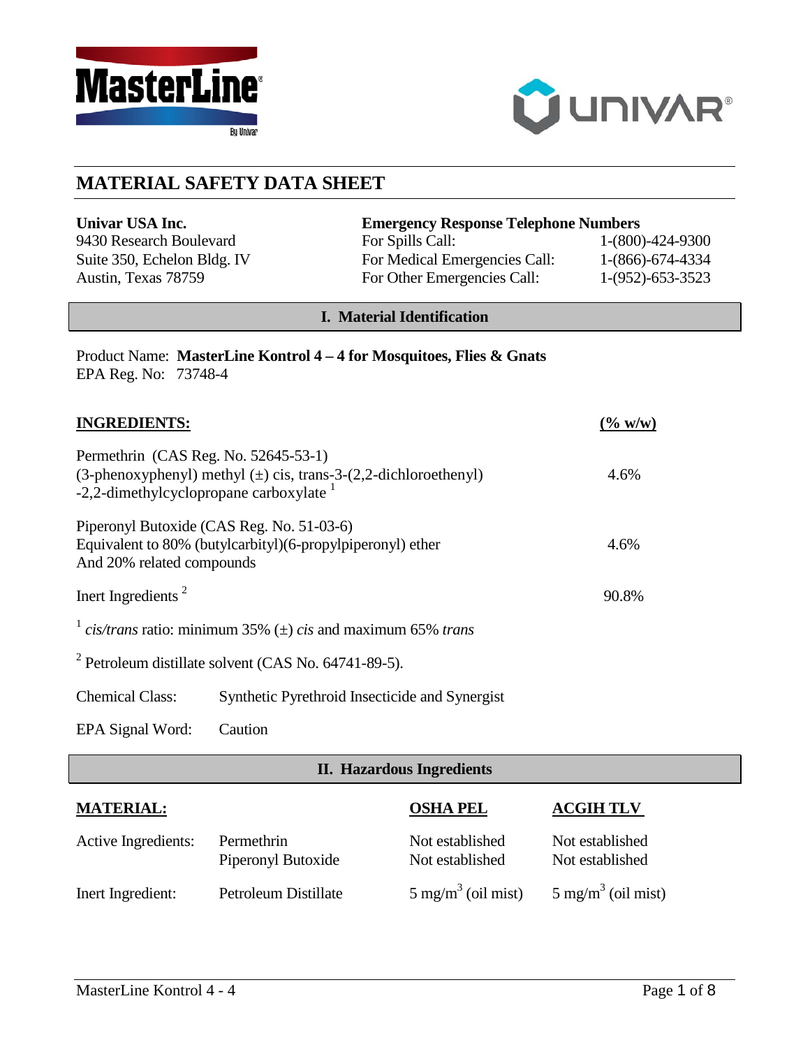# MATERIAL SAFETY DATA SHEET

**Univar USA Inc.**
9430 Research Boulevard
Suite 350, Echelon Bldg. IV
Austin, Texas 78759

**Emergency Response Telephone Numbers**

| | |
|---|---|
| For Spills Call: | 1-(800)-424-9300 |
| For Medical Emergencies Call: | 1-(866)-674-4334 |
| For Other Emergencies Call: | 1-(952)-653-3523 |

## I. Material Identification

Product Name: **MasterLine Kontrol 4 – 4 for Mosquitoes, Flies & Gnats**
EPA Reg. No: 73748-4

| **INGREDIENTS:** | **(% w/w)** |
|---|---|
| Permethrin (CAS Reg. No. 52645-53-1) (3-phenoxyphenyl) methyl (±) cis, trans-3-(2,2-dichloroethenyl) -2,2-dimethylcyclopropane carboxylate [1] | 4.6% |
| Piperonyl Butoxide (CAS Reg. No. 51-03-6) Equivalent to 80% (butylcarbityl)(6-propylpiperonyl) ether And 20% related compounds | 4.6% |
| Inert Ingredients [2] | 90.8% |

[1] *cis/trans* ratio: minimum 35% (±) *cis* and maximum 65% *trans*

[2] Petroleum distillate solvent (CAS No. 64741-89-5).

Chemical Class: Synthetic Pyrethroid Insecticide and Synergist

EPA Signal Word: Caution

## II. Hazardous Ingredients

| **MATERIAL:** | | **OSHA PEL** | **ACGIH TLV** |
|---|---|---|---|
| Active Ingredients: | Permethrin | Not established | Not established |
| | Piperonyl Butoxide | Not established | Not established |
| Inert Ingredient: | Petroleum Distillate | 5 $mg/m^3$ (oil mist) | 5 $mg/m^3$ (oil mist) |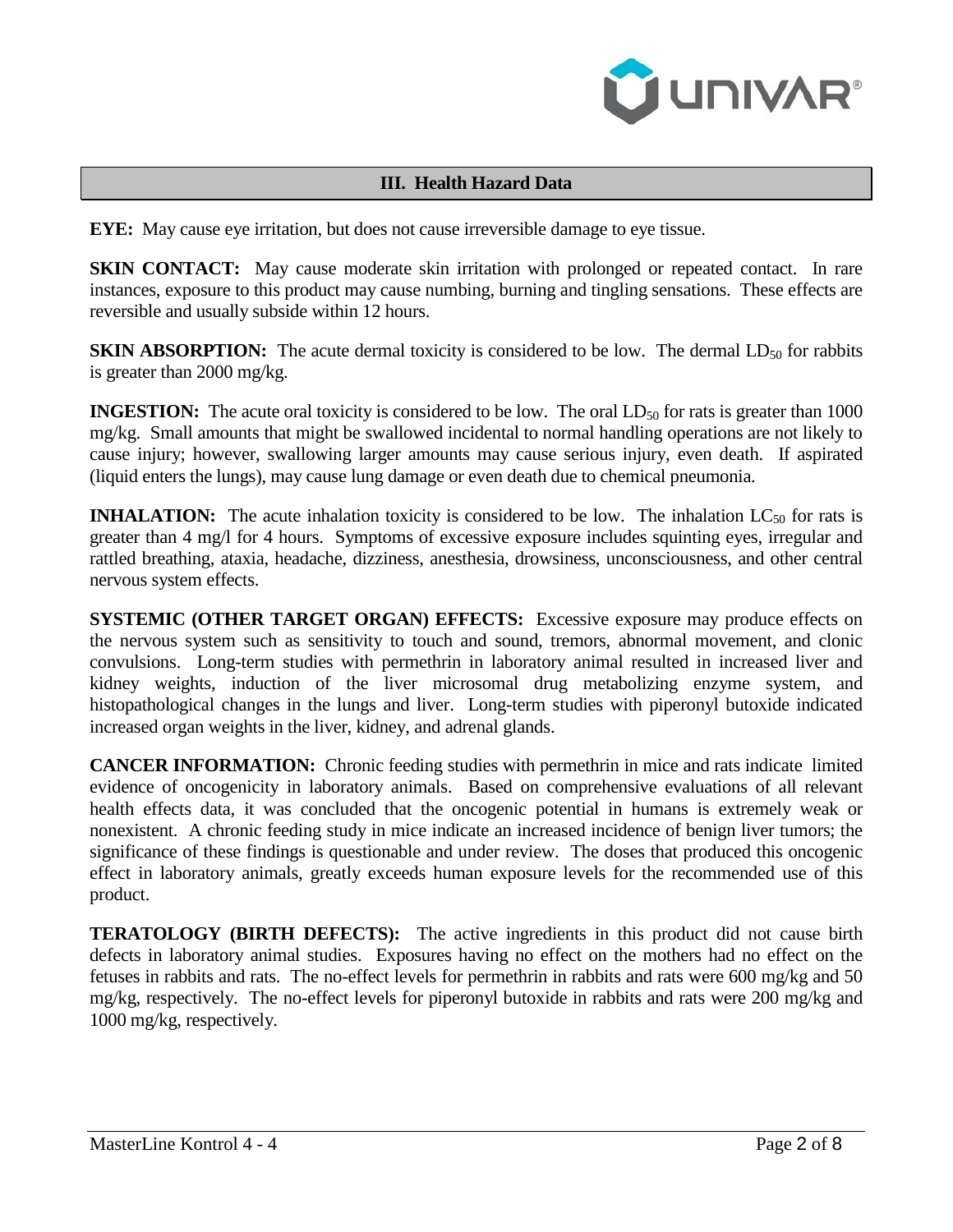## III. Health Hazard Data

**EYE:** May cause eye irritation, but does not cause irreversible damage to eye tissue.

**SKIN CONTACT:** May cause moderate skin irritation with prolonged or repeated contact. In rare instances, exposure to this product may cause numbing, burning and tingling sensations. These effects are reversible and usually subside within 12 hours.

**SKIN ABSORPTION:** The acute dermal toxicity is considered to be low. The dermal $LD_{50}$ for rabbits is greater than 2000 mg/kg.

**INGESTION:** The acute oral toxicity is considered to be low. The oral $LD_{50}$ for rats is greater than 1000 mg/kg. Small amounts that might be swallowed incidental to normal handling operations are not likely to cause injury; however, swallowing larger amounts may cause serious injury, even death. If aspirated (liquid enters the lungs), may cause lung damage or even death due to chemical pneumonia.

**INHALATION:** The acute inhalation toxicity is considered to be low. The inhalation $LC_{50}$ for rats is greater than 4 mg/l for 4 hours. Symptoms of excessive exposure includes squinting eyes, irregular and rattled breathing, ataxia, headache, dizziness, anesthesia, drowsiness, unconsciousness, and other central nervous system effects.

**SYSTEMIC (OTHER TARGET ORGAN) EFFECTS:** Excessive exposure may produce effects on the nervous system such as sensitivity to touch and sound, tremors, abnormal movement, and clonic convulsions. Long-term studies with permethrin in laboratory animal resulted in increased liver and kidney weights, induction of the liver microsomal drug metabolizing enzyme system, and histopathological changes in the lungs and liver. Long-term studies with piperonyl butoxide indicated increased organ weights in the liver, kidney, and adrenal glands.

**CANCER INFORMATION:** Chronic feeding studies with permethrin in mice and rats indicate limited evidence of oncogenicity in laboratory animals. Based on comprehensive evaluations of all relevant health effects data, it was concluded that the oncogenic potential in humans is extremely weak or nonexistent. A chronic feeding study in mice indicate an increased incidence of benign liver tumors; the significance of these findings is questionable and under review. The doses that produced this oncogenic effect in laboratory animals, greatly exceeds human exposure levels for the recommended use of this product.

**TERATOLOGY (BIRTH DEFECTS):** The active ingredients in this product did not cause birth defects in laboratory animal studies. Exposures having no effect on the mothers had no effect on the fetuses in rabbits and rats. The no-effect levels for permethrin in rabbits and rats were 600 mg/kg and 50 mg/kg, respectively. The no-effect levels for piperonyl butoxide in rabbits and rats were 200 mg/kg and 1000 mg/kg, respectively.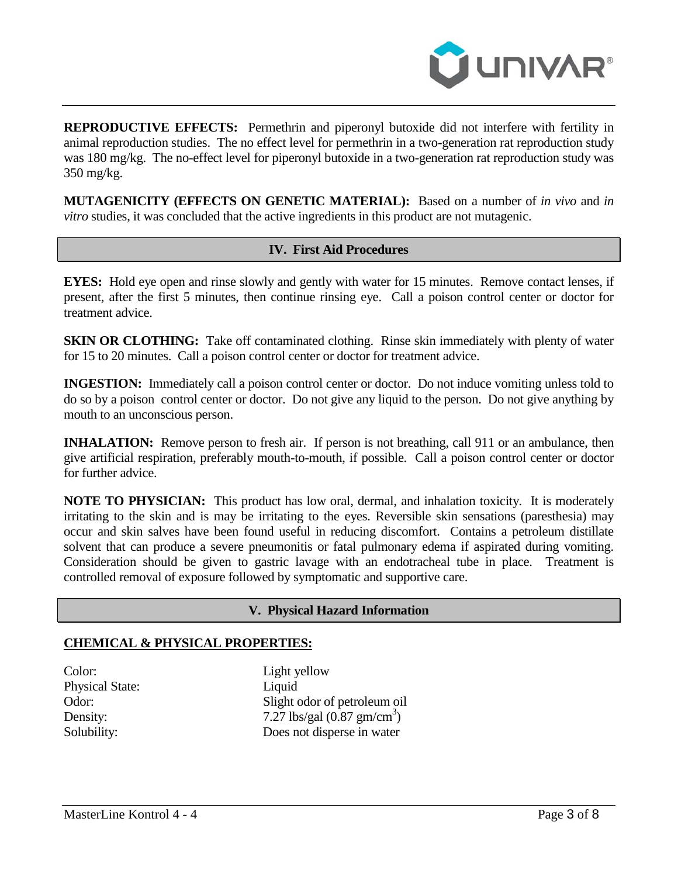**REPRODUCTIVE EFFECTS:** Permethrin and piperonyl butoxide did not interfere with fertility in animal reproduction studies. The no effect level for permethrin in a two-generation rat reproduction study was 180 mg/kg. The no-effect level for piperonyl butoxide in a two-generation rat reproduction study was 350 mg/kg.

**MUTAGENICITY (EFFECTS ON GENETIC MATERIAL):** Based on a number of *in vivo* and *in vitro* studies, it was concluded that the active ingredients in this product are not mutagenic.

## IV. First Aid Procedures

**EYES:** Hold eye open and rinse slowly and gently with water for 15 minutes. Remove contact lenses, if present, after the first 5 minutes, then continue rinsing eye. Call a poison control center or doctor for treatment advice.

**SKIN OR CLOTHING:** Take off contaminated clothing. Rinse skin immediately with plenty of water for 15 to 20 minutes. Call a poison control center or doctor for treatment advice.

**INGESTION:** Immediately call a poison control center or doctor. Do not induce vomiting unless told to do so by a poison control center or doctor. Do not give any liquid to the person. Do not give anything by mouth to an unconscious person.

**INHALATION:** Remove person to fresh air. If person is not breathing, call 911 or an ambulance, then give artificial respiration, preferably mouth-to-mouth, if possible. Call a poison control center or doctor for further advice.

**NOTE TO PHYSICIAN:** This product has low oral, dermal, and inhalation toxicity. It is moderately irritating to the skin and is may be irritating to the eyes. Reversible skin sensations (paresthesia) may occur and skin salves have been found useful in reducing discomfort. Contains a petroleum distillate solvent that can produce a severe pneumonitis or fatal pulmonary edema if aspirated during vomiting. Consideration should be given to gastric lavage with an endotracheal tube in place. Treatment is controlled removal of exposure followed by symptomatic and supportive care.

## V. Physical Hazard Information

### CHEMICAL & PHYSICAL PROPERTIES:

| | |
|---|---|
| Color: | Light yellow |
| Physical State: | Liquid |
| Odor: | Slight odor of petroleum oil |
| Density: | 7.27 lbs/gal (0.87 $gm/cm^3$) |
| Solubility: | Does not disperse in water |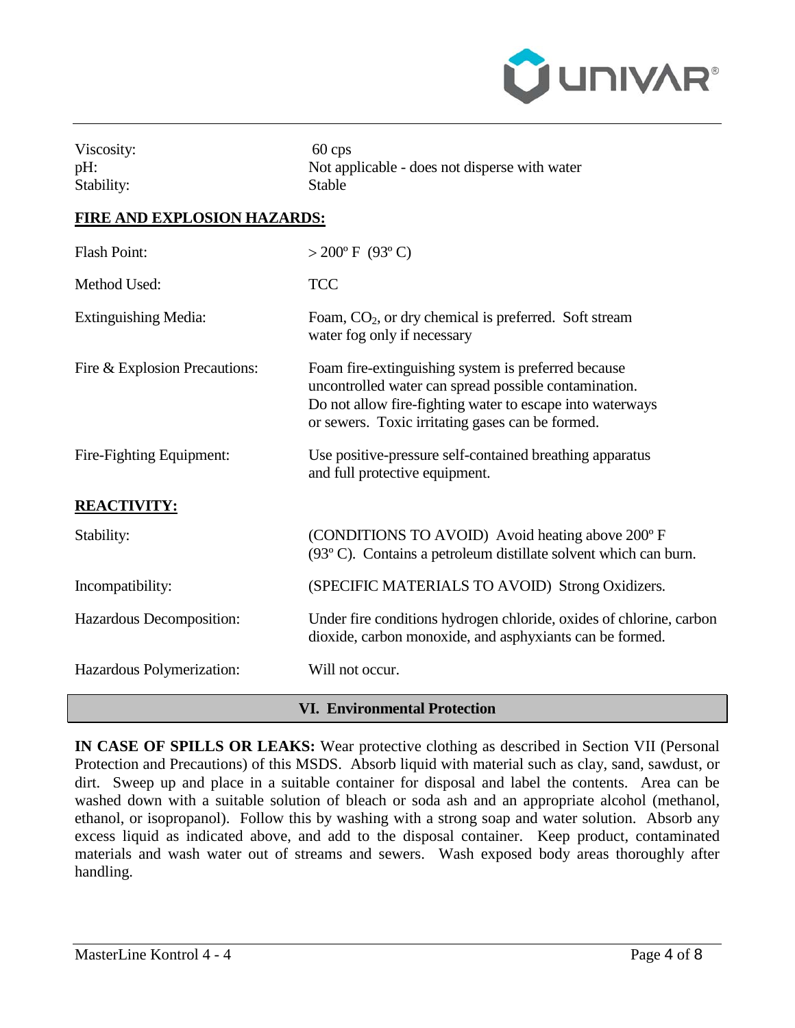| | |
|---|---|
| Viscosity: | 60 cps |
| pH: | Not applicable - does not disperse with water |
| Stability: | Stable |

**FIRE AND EXPLOSION HAZARDS:**

| | |
|---|---|
| Flash Point: | > 200º F (93º C) |
| Method Used: | TCC |
| Extinguishing Media: | Foam, $CO_2$, or dry chemical is preferred. Soft stream water fog only if necessary |
| Fire & Explosion Precautions: | Foam fire-extinguishing system is preferred because uncontrolled water can spread possible contamination. Do not allow fire-fighting water to escape into waterways or sewers. Toxic irritating gases can be formed. |
| Fire-Fighting Equipment: | Use positive-pressure self-contained breathing apparatus and full protective equipment. |

**REACTIVITY:**

| | |
|---|---|
| Stability: | (CONDITIONS TO AVOID) Avoid heating above 200º F (93º C). Contains a petroleum distillate solvent which can burn. |
| Incompatibility: | (SPECIFIC MATERIALS TO AVOID) Strong Oxidizers. |
| Hazardous Decomposition: | Under fire conditions hydrogen chloride, oxides of chlorine, carbon dioxide, carbon monoxide, and asphyxiants can be formed. |
| Hazardous Polymerization: | Will not occur. |

## VI. Environmental Protection

**IN CASE OF SPILLS OR LEAKS:** Wear protective clothing as described in Section VII (Personal Protection and Precautions) of this MSDS. Absorb liquid with material such as clay, sand, sawdust, or dirt. Sweep up and place in a suitable container for disposal and label the contents. Area can be washed down with a suitable solution of bleach or soda ash and an appropriate alcohol (methanol, ethanol, or isopropanol). Follow this by washing with a strong soap and water solution. Absorb any excess liquid as indicated above, and add to the disposal container. Keep product, contaminated materials and wash water out of streams and sewers. Wash exposed body areas thoroughly after handling.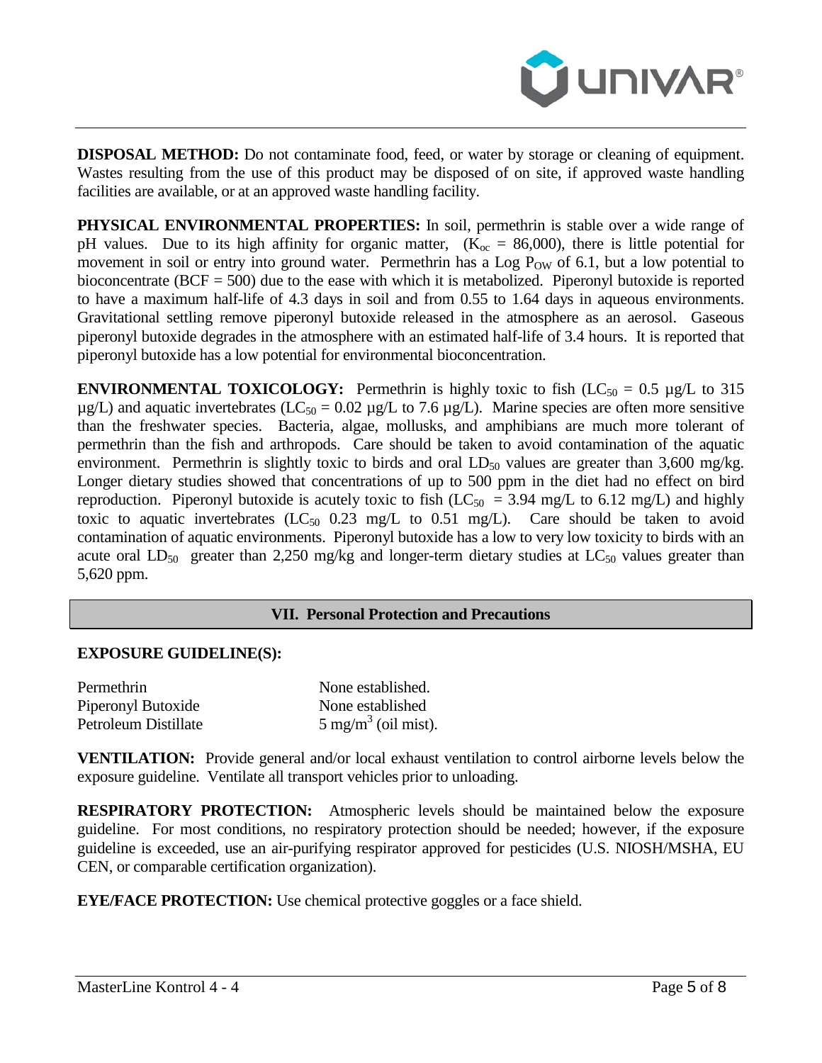**DISPOSAL METHOD:** Do not contaminate food, feed, or water by storage or cleaning of equipment. Wastes resulting from the use of this product may be disposed of on site, if approved waste handling facilities are available, or at an approved waste handling facility.

**PHYSICAL ENVIRONMENTAL PROPERTIES:** In soil, permethrin is stable over a wide range of pH values. Due to its high affinity for organic matter, ($K_{oc}$ = 86,000), there is little potential for movement in soil or entry into ground water. Permethrin has a Log $P_{OW}$ of 6.1, but a low potential to bioconcentrate (BCF = 500) due to the ease with which it is metabolized. Piperonyl butoxide is reported to have a maximum half-life of 4.3 days in soil and from 0.55 to 1.64 days in aqueous environments. Gravitational settling remove piperonyl butoxide released in the atmosphere as an aerosol. Gaseous piperonyl butoxide degrades in the atmosphere with an estimated half-life of 3.4 hours. It is reported that piperonyl butoxide has a low potential for environmental bioconcentration.

**ENVIRONMENTAL TOXICOLOGY:** Permethrin is highly toxic to fish ($LC_{50}$ = 0.5 µg/L to 315 µg/L) and aquatic invertebrates ($LC_{50}$ = 0.02 µg/L to 7.6 µg/L). Marine species are often more sensitive than the freshwater species. Bacteria, algae, mollusks, and amphibians are much more tolerant of permethrin than the fish and arthropods. Care should be taken to avoid contamination of the aquatic environment. Permethrin is slightly toxic to birds and oral $LD_{50}$ values are greater than 3,600 mg/kg. Longer dietary studies showed that concentrations of up to 500 ppm in the diet had no effect on bird reproduction. Piperonyl butoxide is acutely toxic to fish ($LC_{50}$ = 3.94 mg/L to 6.12 mg/L) and highly toxic to aquatic invertebrates ($LC_{50}$ 0.23 mg/L to 0.51 mg/L). Care should be taken to avoid contamination of aquatic environments. Piperonyl butoxide has a low to very low toxicity to birds with an acute oral $LD_{50}$ greater than 2,250 mg/kg and longer-term dietary studies at $LC_{50}$ values greater than 5,620 ppm.

## VII. Personal Protection and Precautions

**EXPOSURE GUIDELINE(S):**

| | |
|---|---|
| Permethrin | None established. |
| Piperonyl Butoxide | None established |
| Petroleum Distillate | 5 mg/m$^3$ (oil mist). |

**VENTILATION:** Provide general and/or local exhaust ventilation to control airborne levels below the exposure guideline. Ventilate all transport vehicles prior to unloading.

**RESPIRATORY PROTECTION:** Atmospheric levels should be maintained below the exposure guideline. For most conditions, no respiratory protection should be needed; however, if the exposure guideline is exceeded, use an air-purifying respirator approved for pesticides (U.S. NIOSH/MSHA, EU CEN, or comparable certification organization).

**EYE/FACE PROTECTION:** Use chemical protective goggles or a face shield.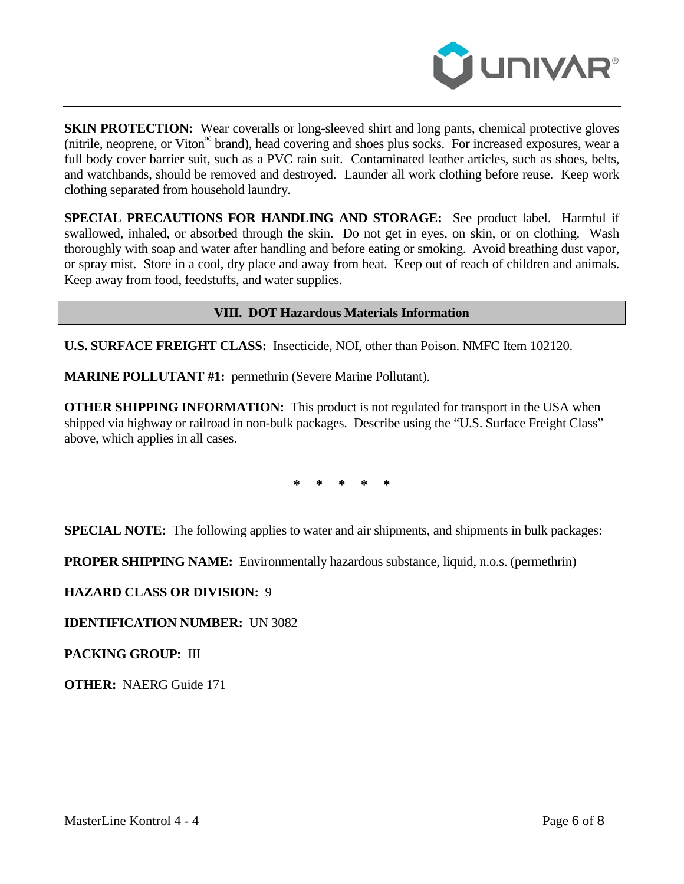**SKIN PROTECTION:** Wear coveralls or long-sleeved shirt and long pants, chemical protective gloves (nitrile, neoprene, or Viton® brand), head covering and shoes plus socks. For increased exposures, wear a full body cover barrier suit, such as a PVC rain suit. Contaminated leather articles, such as shoes, belts, and watchbands, should be removed and destroyed. Launder all work clothing before reuse. Keep work clothing separated from household laundry.

**SPECIAL PRECAUTIONS FOR HANDLING AND STORAGE:** See product label. Harmful if swallowed, inhaled, or absorbed through the skin. Do not get in eyes, on skin, or on clothing. Wash thoroughly with soap and water after handling and before eating or smoking. Avoid breathing dust vapor, or spray mist. Store in a cool, dry place and away from heat. Keep out of reach of children and animals. Keep away from food, feedstuffs, and water supplies.

## VIII. DOT Hazardous Materials Information

**U.S. SURFACE FREIGHT CLASS:** Insecticide, NOI, other than Poison. NMFC Item 102120.

**MARINE POLLUTANT #1:** permethrin (Severe Marine Pollutant).

**OTHER SHIPPING INFORMATION:** This product is not regulated for transport in the USA when shipped via highway or railroad in non-bulk packages. Describe using the "U.S. Surface Freight Class" above, which applies in all cases.

\* \* \* \* \*

**SPECIAL NOTE:** The following applies to water and air shipments, and shipments in bulk packages:

**PROPER SHIPPING NAME:** Environmentally hazardous substance, liquid, n.o.s. (permethrin)

**HAZARD CLASS OR DIVISION:** 9

**IDENTIFICATION NUMBER:** UN 3082

**PACKING GROUP:** III

**OTHER:** NAERG Guide 171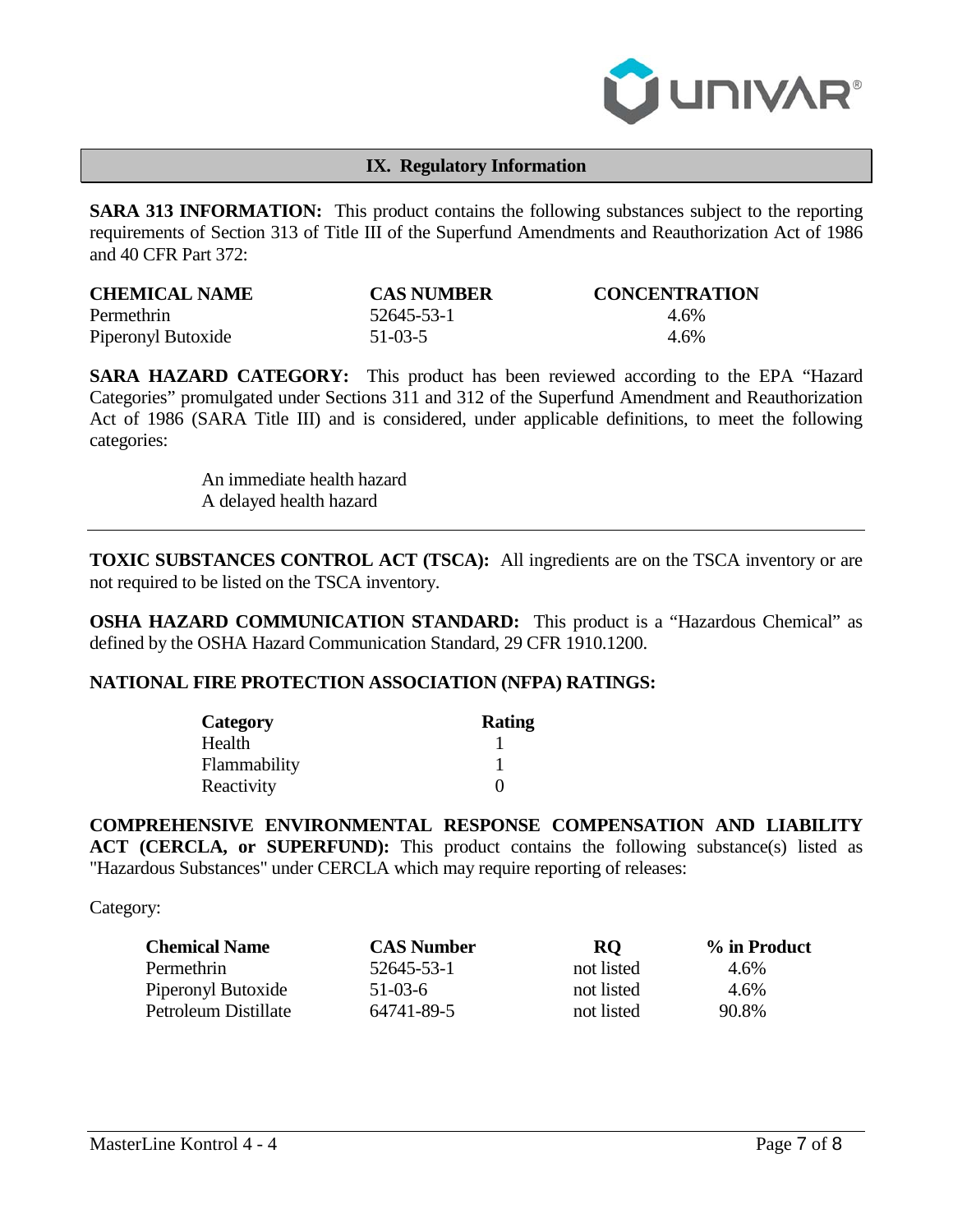## IX. Regulatory Information

**SARA 313 INFORMATION:** This product contains the following substances subject to the reporting requirements of Section 313 of Title III of the Superfund Amendments and Reauthorization Act of 1986 and 40 CFR Part 372:

| CHEMICAL NAME | CAS NUMBER | CONCENTRATION |
|---|---|---|
| Permethrin | 52645-53-1 | 4.6% |
| Piperonyl Butoxide | 51-03-5 | 4.6% |

**SARA HAZARD CATEGORY:** This product has been reviewed according to the EPA "Hazard Categories" promulgated under Sections 311 and 312 of the Superfund Amendment and Reauthorization Act of 1986 (SARA Title III) and is considered, under applicable definitions, to meet the following categories:

An immediate health hazard
A delayed health hazard

---

**TOXIC SUBSTANCES CONTROL ACT (TSCA):** All ingredients are on the TSCA inventory or are not required to be listed on the TSCA inventory.

**OSHA HAZARD COMMUNICATION STANDARD:** This product is a "Hazardous Chemical" as defined by the OSHA Hazard Communication Standard, 29 CFR 1910.1200.

**NATIONAL FIRE PROTECTION ASSOCIATION (NFPA) RATINGS:**

| Category | Rating |
|---|---|
| Health | 1 |
| Flammability | 1 |
| Reactivity | 0 |

**COMPREHENSIVE ENVIRONMENTAL RESPONSE COMPENSATION AND LIABILITY ACT (CERCLA, or SUPERFUND):** This product contains the following substance(s) listed as "Hazardous Substances" under CERCLA which may require reporting of releases:

Category:

| Chemical Name | CAS Number | RQ | % in Product |
|---|---|---|---|
| Permethrin | 52645-53-1 | not listed | 4.6% |
| Piperonyl Butoxide | 51-03-6 | not listed | 4.6% |
| Petroleum Distillate | 64741-89-5 | not listed | 90.8% |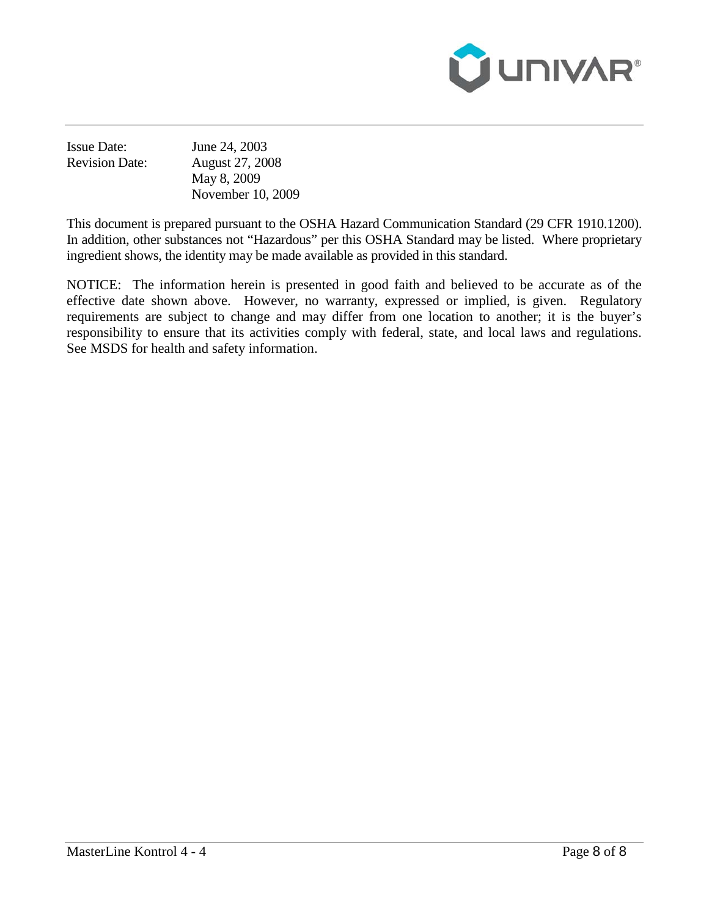| | |
|---|---|
| Issue Date: | June 24, 2003 |
| Revision Date: | August 27, 2008 |
| | May 8, 2009 |
| | November 10, 2009 |

This document is prepared pursuant to the OSHA Hazard Communication Standard (29 CFR 1910.1200). In addition, other substances not "Hazardous" per this OSHA Standard may be listed. Where proprietary ingredient shows, the identity may be made available as provided in this standard.

NOTICE: The information herein is presented in good faith and believed to be accurate as of the effective date shown above. However, no warranty, expressed or implied, is given. Regulatory requirements are subject to change and may differ from one location to another; it is the buyer's responsibility to ensure that its activities comply with federal, state, and local laws and regulations. See MSDS for health and safety information.